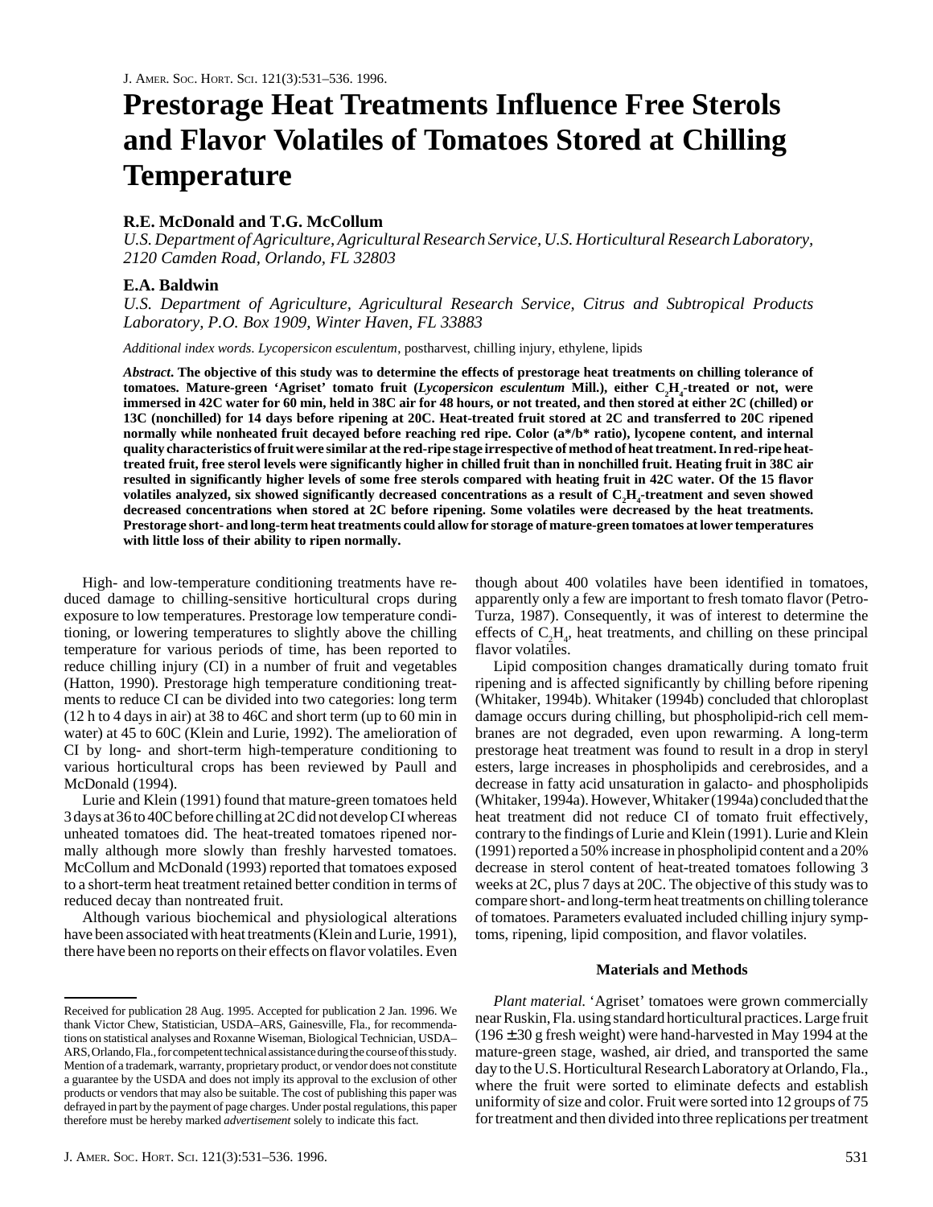# Prestorage Heat Treatments Influence Free Sterols and Flavor Volatiles of Tomatoes Stored at Chilling Temperature

**R.E. McDonald and T.G. McCollum**

*U.S. Department of Agriculture, Agricultural Research Service, U.S. Horticultural Research Laboratory, 2120 Camden Road, Orlando, FL 32803*

**E.A. Baldwin**

*U.S. Department of Agriculture, Agricultural Research Service, Citrus and Subtropical Products Laboratory, P.O. Box 1909, Winter Haven, FL 33883*

*Additional index words. Lycopersicon esculentum*, postharvest, chilling injury, ethylene, lipids

***Abstract.*** **The objective of this study was to determine the effects of prestorage heat treatments on chilling tolerance of tomatoes. Mature-green 'Agriset' tomato fruit (*Lycopersicon esculentum* Mill.), either $C_2H_4$-treated or not, were immersed in 42C water for 60 min, held in 38C air for 48 hours, or not treated, and then stored at either 2C (chilled) or 13C (nonchilled) for 14 days before ripening at 20C. Heat-treated fruit stored at 2C and transferred to 20C ripened normally while nonheated fruit decayed before reaching red ripe. Color (a\*/b\* ratio), lycopene content, and internal quality characteristics of fruit were similar at the red-ripe stage irrespective of method of heat treatment. In red-ripe heat-treated fruit, free sterol levels were significantly higher in chilled fruit than in nonchilled fruit. Heating fruit in 38C air resulted in significantly higher levels of some free sterols compared with heating fruit in 42C water. Of the 15 flavor volatiles analyzed, six showed significantly decreased concentrations as a result of $C_2H_4$-treatment and seven showed decreased concentrations when stored at 2C before ripening. Some volatiles were decreased by the heat treatments. Prestorage short- and long-term heat treatments could allow for storage of mature-green tomatoes at lower temperatures with little loss of their ability to ripen normally.**

High- and low-temperature conditioning treatments have reduced damage to chilling-sensitive horticultural crops during exposure to low temperatures. Prestorage low temperature conditioning, or lowering temperatures to slightly above the chilling temperature for various periods of time, has been reported to reduce chilling injury (CI) in a number of fruit and vegetables (Hatton, 1990). Prestorage high temperature conditioning treatments to reduce CI can be divided into two categories: long term (12 h to 4 days in air) at 38 to 46C and short term (up to 60 min in water) at 45 to 60C (Klein and Lurie, 1992). The amelioration of CI by long- and short-term high-temperature conditioning to various horticultural crops has been reviewed by Paull and McDonald (1994).

Lurie and Klein (1991) found that mature-green tomatoes held 3 days at 36 to 40C before chilling at 2C did not develop CI whereas unheated tomatoes did. The heat-treated tomatoes ripened normally although more slowly than freshly harvested tomatoes. McCollum and McDonald (1993) reported that tomatoes exposed to a short-term heat treatment retained better condition in terms of reduced decay than nontreated fruit.

Although various biochemical and physiological alterations have been associated with heat treatments (Klein and Lurie, 1991), there have been no reports on their effects on flavor volatiles. Even though about 400 volatiles have been identified in tomatoes, apparently only a few are important to fresh tomato flavor (Petro-Turza, 1987). Consequently, it was of interest to determine the effects of $C_2H_4$, heat treatments, and chilling on these principal flavor volatiles.

Lipid composition changes dramatically during tomato fruit ripening and is affected significantly by chilling before ripening (Whitaker, 1994b). Whitaker (1994b) concluded that chloroplast damage occurs during chilling, but phospholipid-rich cell membranes are not degraded, even upon rewarming. A long-term prestorage heat treatment was found to result in a drop in steryl esters, large increases in phospholipids and cerebrosides, and a decrease in fatty acid unsaturation in galacto- and phospholipids (Whitaker, 1994a). However, Whitaker (1994a) concluded that the heat treatment did not reduce CI of tomato fruit effectively, contrary to the findings of Lurie and Klein (1991). Lurie and Klein (1991) reported a 50% increase in phospholipid content and a 20% decrease in sterol content of heat-treated tomatoes following 3 weeks at 2C, plus 7 days at 20C. The objective of this study was to compare short- and long-term heat treatments on chilling tolerance of tomatoes. Parameters evaluated included chilling injury symptoms, ripening, lipid composition, and flavor volatiles.

## Materials and Methods

*Plant material.* 'Agriset' tomatoes were grown commercially near Ruskin, Fla. using standard horticultural practices. Large fruit (196 ± 30 g fresh weight) were hand-harvested in May 1994 at the mature-green stage, washed, air dried, and transported the same day to the U.S. Horticultural Research Laboratory at Orlando, Fla., where the fruit were sorted to eliminate defects and establish uniformity of size and color. Fruit were sorted into 12 groups of 75 for treatment and then divided into three replications per treatment

---

Received for publication 28 Aug. 1995. Accepted for publication 2 Jan. 1996. We thank Victor Chew, Statistician, USDA–ARS, Gainesville, Fla., for recommendations on statistical analyses and Roxanne Wiseman, Biological Technician, USDA–ARS, Orlando, Fla., for competent technical assistance during the course of this study. Mention of a trademark, warranty, proprietary product, or vendor does not constitute a guarantee by the USDA and does not imply its approval to the exclusion of other products or vendors that may also be suitable. The cost of publishing this paper was defrayed in part by the payment of page charges. Under postal regulations, this paper therefore must be hereby marked *advertisement* solely to indicate this fact.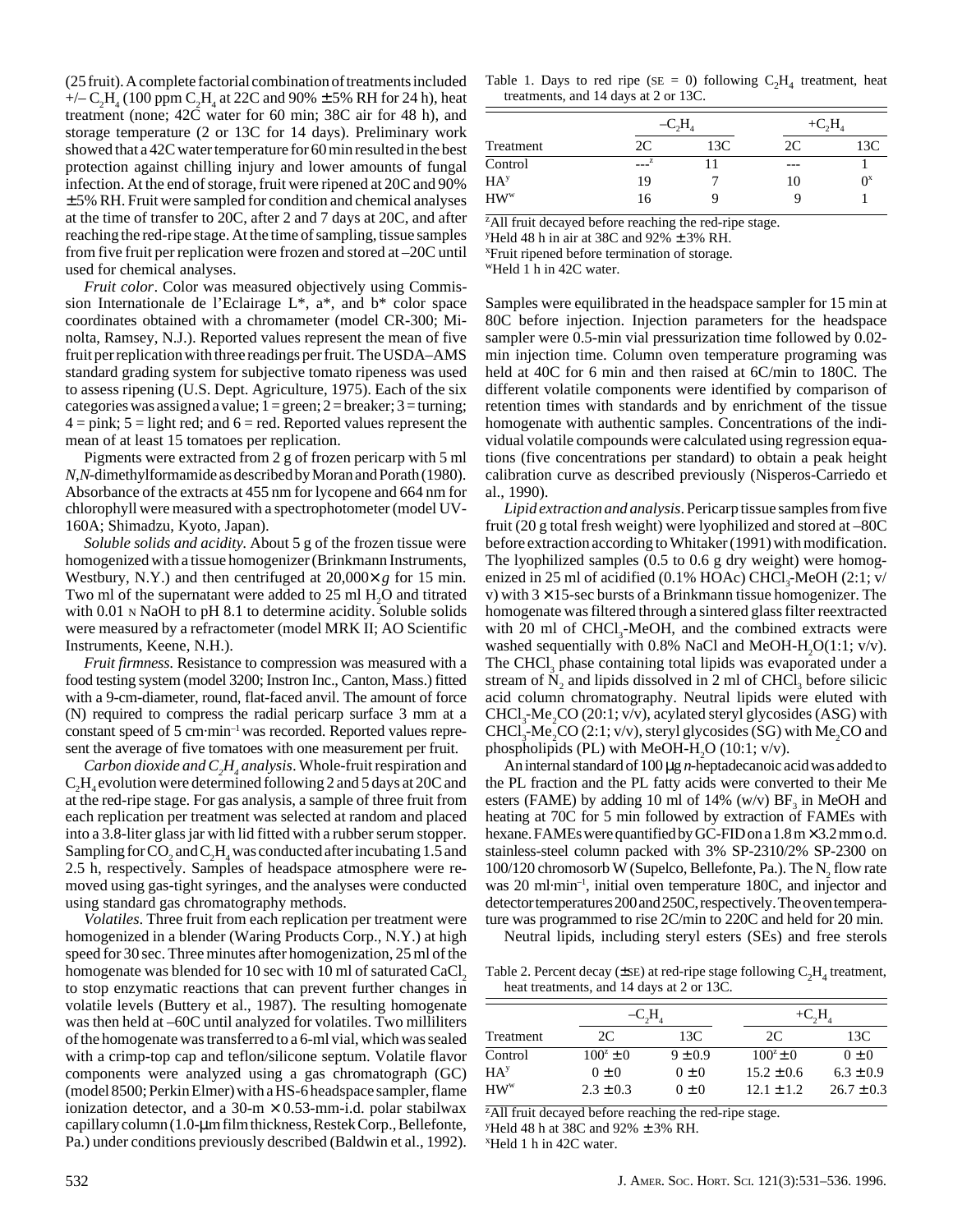(25 fruit). A complete factorial combination of treatments included +/– $C_2H_4$ (100 ppm $C_2H_4$ at 22C and 90% ± 5% RH for 24 h), heat treatment (none; 42C water for 60 min; 38C air for 48 h), and storage temperature (2 or 13C for 14 days). Preliminary work showed that a 42C water temperature for 60 min resulted in the best protection against chilling injury and lower amounts of fungal infection. At the end of storage, fruit were ripened at 20C and 90% ± 5% RH. Fruit were sampled for condition and chemical analyses at the time of transfer to 20C, after 2 and 7 days at 20C, and after reaching the red-ripe stage. At the time of sampling, tissue samples from five fruit per replication were frozen and stored at –20C until used for chemical analyses.

*Fruit color*. Color was measured objectively using Commission Internationale de l'Eclairage L*, a*, and b* color space coordinates obtained with a chromameter (model CR-300; Minolta, Ramsey, N.J.). Reported values represent the mean of five fruit per replication with three readings per fruit. The USDA–AMS standard grading system for subjective tomato ripeness was used to assess ripening (U.S. Dept. Agriculture, 1975). Each of the six categories was assigned a value; 1 = green; 2 = breaker; 3 = turning; 4 = pink; 5 = light red; and 6 = red. Reported values represent the mean of at least 15 tomatoes per replication.

Pigments were extracted from 2 g of frozen pericarp with 5 ml *N,N*-dimethylformamide as described by Moran and Porath (1980). Absorbance of the extracts at 455 nm for lycopene and 664 nm for chlorophyll were measured with a spectrophotometer (model UV-160A; Shimadzu, Kyoto, Japan).

*Soluble solids and acidity.* About 5 g of the frozen tissue were homogenized with a tissue homogenizer (Brinkmann Instruments, Westbury, N.Y.) and then centrifuged at 20,000× *g* for 15 min. Two ml of the supernatant were added to 25 ml $H_2O$ and titrated with 0.01 N NaOH to pH 8.1 to determine acidity. Soluble solids were measured by a refractometer (model MRK II; AO Scientific Instruments, Keene, N.H.).

*Fruit firmness.* Resistance to compression was measured with a food testing system (model 3200; Instron Inc., Canton, Mass.) fitted with a 9-cm-diameter, round, flat-faced anvil. The amount of force (N) required to compress the radial pericarp surface 3 mm at a constant speed of 5 cm·min$^{-1}$ was recorded. Reported values represent the average of five tomatoes with one measurement per fruit.

*Carbon dioxide and $C_2H_4$ analysis*. Whole-fruit respiration and $C_2H_4$ evolution were determined following 2 and 5 days at 20C and at the red-ripe stage. For gas analysis, a sample of three fruit from each replication per treatment was selected at random and placed into a 3.8-liter glass jar with lid fitted with a rubber serum stopper. Sampling for $CO_2$ and $C_2H_4$ was conducted after incubating 1.5 and 2.5 h, respectively. Samples of headspace atmosphere were removed using gas-tight syringes, and the analyses were conducted using standard gas chromatography methods.

*Volatiles*. Three fruit from each replication per treatment were homogenized in a blender (Waring Products Corp., N.Y.) at high speed for 30 sec. Three minutes after homogenization, 25 ml of the homogenate was blended for 10 sec with 10 ml of saturated $CaCl_2$ to stop enzymatic reactions that can prevent further changes in volatile levels (Buttery et al., 1987). The resulting homogenate was then held at –60C until analyzed for volatiles. Two milliliters of the homogenate was transferred to a 6-ml vial, which was sealed with a crimp-top cap and teflon/silicone septum. Volatile flavor components were analyzed using a gas chromatograph (GC) (model 8500; Perkin Elmer) with a HS-6 headspace sampler, flame ionization detector, and a 30-m × 0.53-mm-i.d. polar stabilwax capillary column (1.0-μm film thickness, Restek Corp., Bellefonte, Pa.) under conditions previously described (Baldwin et al., 1992). Samples were equilibrated in the headspace sampler for 15 min at 80C before injection. Injection parameters for the headspace sampler were 0.5-min vial pressurization time followed by 0.02-min injection time. Column oven temperature programing was held at 40C for 6 min and then raised at 6C/min to 180C. The different volatile components were identified by comparison of retention times with standards and by enrichment of the tissue homogenate with authentic samples. Concentrations of the individual volatile compounds were calculated using regression equations (five concentrations per standard) to obtain a peak height calibration curve as described previously (Nisperos-Carriedo et al., 1990).

*Lipid extraction and analysis*. Pericarp tissue samples from five fruit (20 g total fresh weight) were lyophilized and stored at –80C before extraction according to Whitaker (1991) with modification. The lyophilized samples (0.5 to 0.6 g dry weight) were homogenized in 25 ml of acidified (0.1% HOAc) $CHCl_3$-MeOH (2:1; v/v) with 3 × 15-sec bursts of a Brinkmann tissue homogenizer. The homogenate was filtered through a sintered glass filter reextracted with 20 ml of $CHCl_3$-MeOH, and the combined extracts were washed sequentially with 0.8% NaCl and MeOH-$H_2O$(1:1; v/v). The $CHCl_3$ phase containing total lipids was evaporated under a stream of $N_2$ and lipids dissolved in 2 ml of $CHCl_3$ before silicic acid column chromatography. Neutral lipids were eluted with $CHCl_3$-$Me_2CO$ (20:1; v/v), acylated steryl glycosides (ASG) with $CHCl_3$-$Me_2CO$ (2:1; v/v), steryl glycosides (SG) with $Me_2CO$ and phospholipids (PL) with MeOH-$H_2O$ (10:1; v/v).

An internal standard of 100 μg *n*-heptadecanoic acid was added to the PL fraction and the PL fatty acids were converted to their Me esters (FAME) by adding 10 ml of 14% (w/v) $BF_3$ in MeOH and heating at 70C for 5 min followed by extraction of FAMEs with hexane. FAMEs were quantified by GC-FID on a 1.8 m × 3.2 mm o.d. stainless-steel column packed with 3% SP-2310/2% SP-2300 on 100/120 chromosorb W (Supelco, Bellefonte, Pa.). The $N_2$ flow rate was 20 ml·min$^{-1}$, initial oven temperature 180C, and injector and detector temperatures 200 and 250C, respectively. The oven temperature was programmed to rise 2C/min to 220C and held for 20 min.

Neutral lipids, including steryl esters (SEs) and free sterols

Table 1. Days to red ripe (SE = 0) following $C_2H_4$ treatment, heat treatments, and 14 days at 2 or 13C.

| | $-C_2H_4$ | | $+C_2H_4$ | |
|---|---|---|---|---|
| Treatment | 2C | 13C | 2C | 13C |
| Control | ---[z] | 11 | --- | 1 |
| HA[y] | 19 | 7 | 10 | 0[x] |
| HW[w] | 16 | 9 | 9 | 1 |

[z]All fruit decayed before reaching the red-ripe stage.
[y]Held 48 h in air at 38C and 92% ± 3% RH.
[x]Fruit ripened before termination of storage.
[w]Held 1 h in 42C water.

Table 2. Percent decay (±SE) at red-ripe stage following $C_2H_4$ treatment, heat treatments, and 14 days at 2 or 13C.

| | $-C_2H_4$ | | $+C_2H_4$ | |
|---|---|---|---|---|
| Treatment | 2C | 13C | 2C | 13C |
| Control | 100[z] ± 0 | 9 ± 0.9 | 100[z] ± 0 | 0 ± 0 |
| HA[y] | 0 ± 0 | 0 ± 0 | 15.2 ± 0.6 | 6.3 ± 0.9 |
| HW[x] | 2.3 ± 0.3 | 0 ± 0 | 12.1 ± 1.2 | 26.7 ± 0.3 |

[z]All fruit decayed before reaching the red-ripe stage.
[y]Held 48 h at 38C and 92% ± 3% RH.
[x]Held 1 h in 42C water.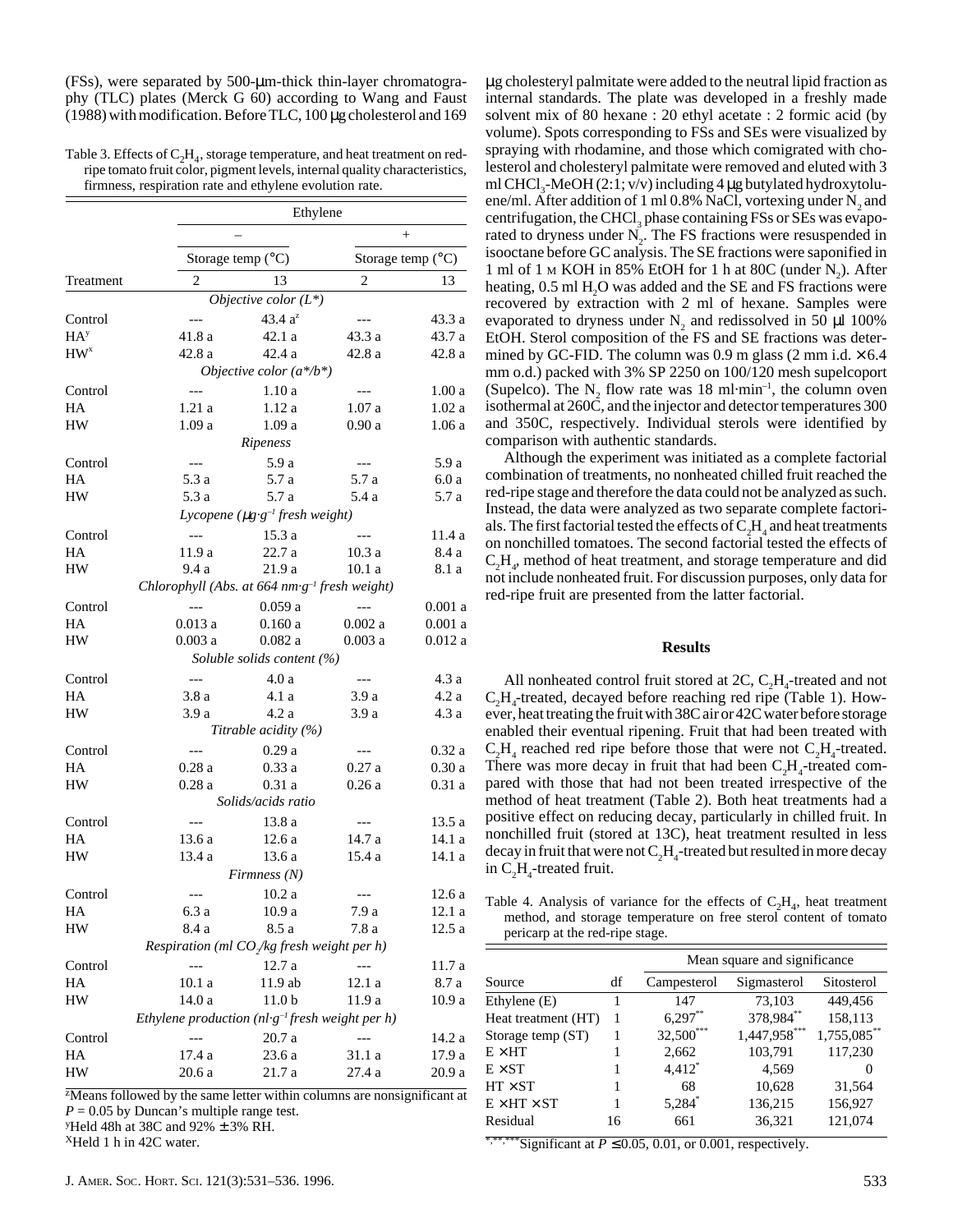(FSs), were separated by 500-μm-thick thin-layer chromatography (TLC) plates (Merck G 60) according to Wang and Faust (1988) with modification. Before TLC, 100 μg cholesterol and 169 μg cholesteryl palmitate were added to the neutral lipid fraction as internal standards. The plate was developed in a freshly made solvent mix of 80 hexane : 20 ethyl acetate : 2 formic acid (by volume). Spots corresponding to FSs and SEs were visualized by spraying with rhodamine, and those which comigrated with cholesterol and cholesteryl palmitate were removed and eluted with 3 ml $CHCl_3$-MeOH (2:1; v/v) including 4 μg butylated hydroxytoluene/ml. After addition of 1 ml 0.8% NaCl, vortexing under $N_2$ and centrifugation, the $CHCl_3$ phase containing FSs or SEs was evaporated to dryness under $N_2$. The FS fractions were resuspended in isooctane before GC analysis. The SE fractions were saponified in 1 ml of 1 M KOH in 85% EtOH for 1 h at 80C (under $N_2$). After heating, 0.5 ml $H_2O$ was added and the SE and FS fractions were recovered by extraction with 2 ml of hexane. Samples were evaporated to dryness under $N_2$ and redissolved in 50 μl 100% EtOH. Sterol composition of the FS and SE fractions was determined by GC-FID. The column was 0.9 m glass (2 mm i.d. × 6.4 mm o.d.) packed with 3% SP 2250 on 100/120 mesh supelcoport (Supelco). The $N_2$ flow rate was 18 ml·min$^{-1}$, the column oven isothermal at 260C, and the injector and detector temperatures 300 and 350C, respectively. Individual sterols were identified by comparison with authentic standards.

Although the experiment was initiated as a complete factorial combination of treatments, no nonheated chilled fruit reached the red-ripe stage and therefore the data could not be analyzed as such. Instead, the data were analyzed as two separate complete factorials. The first factorial tested the effects of $C_2H_4$ and heat treatments on nonchilled tomatoes. The second factorial tested the effects of $C_2H_4$, method of heat treatment, and storage temperature and did not include nonheated fruit. For discussion purposes, only data for red-ripe fruit are presented from the latter factorial.

Table 3. Effects of $C_2H_4$, storage temperature, and heat treatment on red-ripe tomato fruit color, pigment levels, internal quality characteristics, firmness, respiration rate and ethylene evolution rate.

| | Ethylene | | | |
|---|---|---|---|---|
| | – | | + | |
| | Storage temp (°C) | | Storage temp (°C) | |
| Treatment | 2 | 13 | 2 | 13 |
| *Objective color (L\*)* | | | | |
| Control | --- | 43.4 a[z] | --- | 43.3 a |
| HA[y] | 41.8 a | 42.1 a | 43.3 a | 43.7 a |
| HW[x] | 42.8 a | 42.4 a | 42.8 a | 42.8 a |
| *Objective color (a\*/b\*)* | | | | |
| Control | --- | 1.10 a | --- | 1.00 a |
| HA | 1.21 a | 1.12 a | 1.07 a | 1.02 a |
| HW | 1.09 a | 1.09 a | 0.90 a | 1.06 a |
| *Ripeness* | | | | |
| Control | --- | 5.9 a | --- | 5.9 a |
| HA | 5.3 a | 5.7 a | 5.7 a | 6.0 a |
| HW | 5.3 a | 5.7 a | 5.4 a | 5.7 a |
| *Lycopene (μg·g$^{-1}$ fresh weight)* | | | | |
| Control | --- | 15.3 a | --- | 11.4 a |
| HA | 11.9 a | 22.7 a | 10.3 a | 8.4 a |
| HW | 9.4 a | 21.9 a | 10.1 a | 8.1 a |
| *Chlorophyll (Abs. at 664 nm·g$^{-1}$ fresh weight)* | | | | |
| Control | --- | 0.059 a | --- | 0.001 a |
| HA | 0.013 a | 0.160 a | 0.002 a | 0.001 a |
| HW | 0.003 a | 0.082 a | 0.003 a | 0.012 a |
| *Soluble solids content (%)* | | | | |
| Control | --- | 4.0 a | --- | 4.3 a |
| HA | 3.8 a | 4.1 a | 3.9 a | 4.2 a |
| HW | 3.9 a | 4.2 a | 3.9 a | 4.3 a |
| *Titrable acidity (%)* | | | | |
| Control | --- | 0.29 a | --- | 0.32 a |
| HA | 0.28 a | 0.33 a | 0.27 a | 0.30 a |
| HW | 0.28 a | 0.31 a | 0.26 a | 0.31 a |
| *Solids/acids ratio* | | | | |
| Control | --- | 13.8 a | --- | 13.5 a |
| HA | 13.6 a | 12.6 a | 14.7 a | 14.1 a |
| HW | 13.4 a | 13.6 a | 15.4 a | 14.1 a |
| *Firmness (N)* | | | | |
| Control | --- | 10.2 a | --- | 12.6 a |
| HA | 6.3 a | 10.9 a | 7.9 a | 12.1 a |
| HW | 8.4 a | 8.5 a | 7.8 a | 12.5 a |
| *Respiration (ml $CO_2$/kg fresh weight per h)* | | | | |
| Control | --- | 12.7 a | --- | 11.7 a |
| HA | 10.1 a | 11.9 ab | 12.1 a | 8.7 a |
| HW | 14.0 a | 11.0 b | 11.9 a | 10.9 a |
| *Ethylene production (nl·g$^{-1}$ fresh weight per h)* | | | | |
| Control | --- | 20.7 a | --- | 14.2 a |
| HA | 17.4 a | 23.6 a | 31.1 a | 17.9 a |
| HW | 20.6 a | 21.7 a | 27.4 a | 20.9 a |

[z]Means followed by the same letter within columns are nonsignificant at $P = 0.05$ by Duncan's multiple range test.
[y]Held 48h at 38C and 92% ± 3% RH.
[x]Held 1 h in 42C water.

## Results

All nonheated control fruit stored at 2C, $C_2H_4$-treated and not $C_2H_4$-treated, decayed before reaching red ripe (Table 1). However, heat treating the fruit with 38C air or 42C water before storage enabled their eventual ripening. Fruit that had been treated with $C_2H_4$ reached red ripe before those that were not $C_2H_4$-treated. There was more decay in fruit that had been $C_2H_4$-treated compared with those that had not been treated irrespective of the method of heat treatment (Table 2). Both heat treatments had a positive effect on reducing decay, particularly in chilled fruit. In nonchilled fruit (stored at 13C), heat treatment resulted in less decay in fruit that were not $C_2H_4$-treated but resulted in more decay in $C_2H_4$-treated fruit.

Table 4. Analysis of variance for the effects of $C_2H_4$, heat treatment method, and storage temperature on free sterol content of tomato pericarp at the red-ripe stage.

| | | Mean square and significance | | |
|---|---|---|---|---|
| Source | df | Campesterol | Sigmasterol | Sitosterol |
| Ethylene (E) | 1 | 147 | 73,103 | 449,456 |
| Heat treatment (HT) | 1 | 6,297** | 378,984** | 158,113 |
| Storage temp (ST) | 1 | 32,500*** | 1,447,958*** | 1,755,085** |
| E × HT | 1 | 2,662 | 103,791 | 117,230 |
| E × ST | 1 | 4,412* | 4,569 | 0 |
| HT × ST | 1 | 68 | 10,628 | 31,564 |
| E × HT × ST | 1 | 5,284* | 136,215 | 156,927 |
| Residual | 16 | 661 | 36,321 | 121,074 |

*,**,***Significant at $P \leq 0.05$, 0.01, or 0.001, respectively.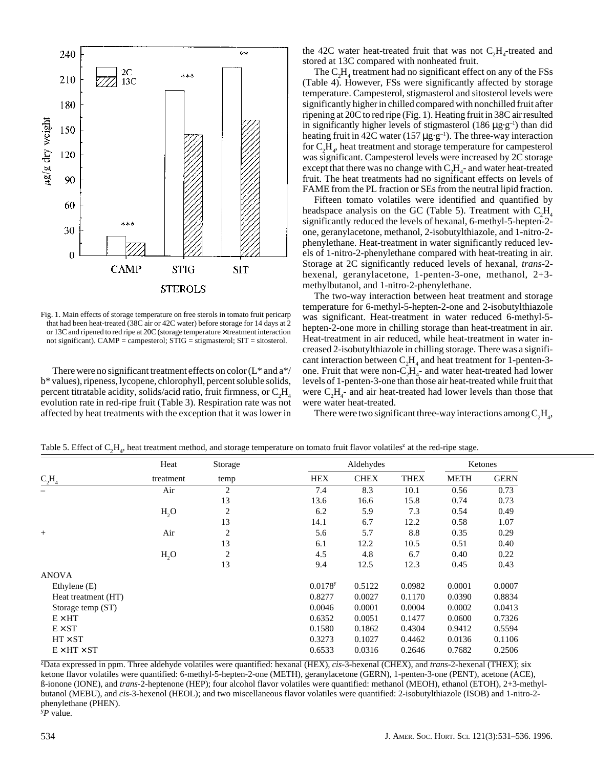Fig. 1. Main effects of storage temperature on free sterols in tomato fruit pericarp that had been heat-treated (38C air or 42C water) before storage for 14 days at 2 or 13C and ripened to red ripe at 20C (storage temperature × treatment interaction not significant). CAMP = campesterol; STIG = stigmasterol; SIT = sitosterol.

There were no significant treatment effects on color (L* and a*/b* values), ripeness, lycopene, chlorophyll, percent soluble solids, percent titratable acidity, solids/acid ratio, fruit firmness, or $C_2H_4$ evolution rate in red-ripe fruit (Table 3). Respiration rate was not affected by heat treatments with the exception that it was lower in the 42C water heat-treated fruit that was not $C_2H_4$-treated and stored at 13C compared with nonheated fruit.

The $C_2H_4$ treatment had no significant effect on any of the FSs (Table 4). However, FSs were significantly affected by storage temperature. Campesterol, stigmasterol and sitosterol levels were significantly higher in chilled compared with nonchilled fruit after ripening at 20C to red ripe (Fig. 1). Heating fruit in 38C air resulted in significantly higher levels of stigmasterol (186 $\mu g \cdot g^{-1}$) than did heating fruit in 42C water (157 $\mu g \cdot g^{-1}$). The three-way interaction for $C_2H_4$, heat treatment and storage temperature for campesterol was significant. Campesterol levels were increased by 2C storage except that there was no change with $C_2H_4$- and water heat-treated fruit. The heat treatments had no significant effects on levels of FAME from the PL fraction or SEs from the neutral lipid fraction.

Fifteen tomato volatiles were identified and quantified by headspace analysis on the GC (Table 5). Treatment with $C_2H_4$ significantly reduced the levels of hexanal, 6-methyl-5-hepten-2-one, geranylacetone, methanol, 2-isobutylthiazole, and 1-nitro-2-phenylethane. Heat-treatment in water significantly reduced levels of 1-nitro-2-phenylethane compared with heat-treating in air. Storage at 2C significantly reduced levels of hexanal, *trans*-2-hexenal, geranylacetone, 1-penten-3-one, methanol, 2+3-methylbutanol, and 1-nitro-2-phenylethane.

The two-way interaction between heat treatment and storage temperature for 6-methyl-5-hepten-2-one and 2-isobutylthiazole was significant. Heat-treatment in water reduced 6-methyl-5-hepten-2-one more in chilling storage than heat-treatment in air. Heat-treatment in air reduced, while heat-treatment in water increased 2-isobutylthiazole in chilling storage. There was a significant interaction between $C_2H_4$ and heat treatment for 1-penten-3-one. Fruit that were non-$C_2H_4$- and water heat-treated had lower levels of 1-penten-3-one than those air heat-treated while fruit that were $C_2H_4$- and air heat-treated had lower levels than those that were water heat-treated.

There were two significant three-way interactions among $C_2H_4$,

Table 5. Effect of $C_2H_4$, heat treatment method, and storage temperature on tomato fruit flavor volatiles[z] at the red-ripe stage.

| $C_2H_4$ | Heat treatment | Storage temp | Aldehydes | | | Ketones | |
|---|---|---|---|---|---|---|---|
| | | | HEX | CHEX | THEX | METH | GERN |
| – | Air | 2 | 7.4 | 8.3 | 10.1 | 0.56 | 0.73 |
| | | 13 | 13.6 | 16.6 | 15.8 | 0.74 | 0.73 |
| | $H_2O$ | 2 | 6.2 | 5.9 | 7.3 | 0.54 | 0.49 |
| | | 13 | 14.1 | 6.7 | 12.2 | 0.58 | 1.07 |
| + | Air | 2 | 5.6 | 5.7 | 8.8 | 0.35 | 0.29 |
| | | 13 | 6.1 | 12.2 | 10.5 | 0.51 | 0.40 |
| | $H_2O$ | 2 | 4.5 | 4.8 | 6.7 | 0.40 | 0.22 |
| | | 13 | 9.4 | 12.5 | 12.3 | 0.45 | 0.43 |
| ANOVA | | | | | | | |
| Ethylene (E) | | | 0.0178[y] | 0.5122 | 0.0982 | 0.0001 | 0.0007 |
| Heat treatment (HT) | | | 0.8277 | 0.0027 | 0.1170 | 0.0390 | 0.8834 |
| Storage temp (ST) | | | 0.0046 | 0.0001 | 0.0004 | 0.0002 | 0.0413 |
| E × HT | | | 0.6352 | 0.0051 | 0.1477 | 0.0600 | 0.7326 |
| E × ST | | | 0.1580 | 0.1862 | 0.4304 | 0.9412 | 0.5594 |
| HT × ST | | | 0.3273 | 0.1027 | 0.4462 | 0.0136 | 0.1106 |
| E × HT × ST | | | 0.6533 | 0.0316 | 0.2646 | 0.7682 | 0.2506 |

[z]Data expressed in ppm. Three aldehyde volatiles were quantified: hexanal (HEX), *cis*-3-hexenal (CHEX), and *trans*-2-hexenal (THEX); six ketone flavor volatiles were quantified: 6-methyl-5-hepten-2-one (METH), geranylacetone (GERN), 1-penten-3-one (PENT), acetone (ACE), ß-ionone (IONE), and *trans*-2-heptenone (HEP); four alcohol flavor volatiles were quantified: methanol (MEOH), ethanol (ETOH), 2+3-methylbutanol (MEBU), and *cis*-3-hexenol (HEOL); and two miscellaneous flavor volatiles were quantified: 2-isobutylthiazole (ISOB) and 1-nitro-2-phenylethane (PHEN).

[y]*P* value.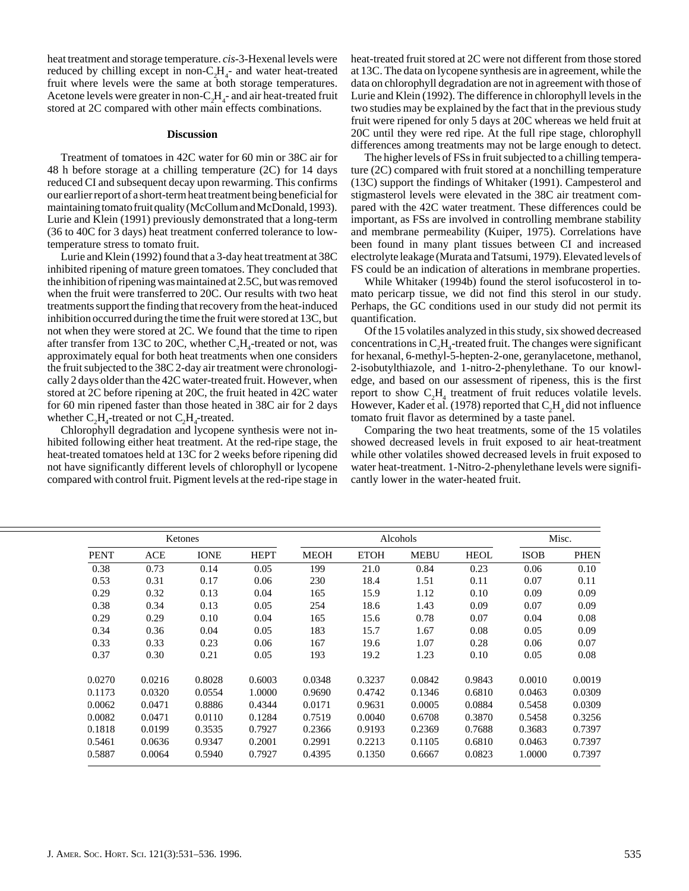heat treatment and storage temperature. *cis*-3-Hexenal levels were reduced by chilling except in non-$C_2H_4$- and water heat-treated fruit where levels were the same at both storage temperatures. Acetone levels were greater in non-$C_2H_4$- and air heat-treated fruit stored at 2C compared with other main effects combinations.

## Discussion

Treatment of tomatoes in 42C water for 60 min or 38C air for 48 h before storage at a chilling temperature (2C) for 14 days reduced CI and subsequent decay upon rewarming. This confirms our earlier report of a short-term heat treatment being beneficial for maintaining tomato fruit quality (McCollum and McDonald, 1993). Lurie and Klein (1991) previously demonstrated that a long-term (36 to 40C for 3 days) heat treatment conferred tolerance to low-temperature stress to tomato fruit.

Lurie and Klein (1992) found that a 3-day heat treatment at 38C inhibited ripening of mature green tomatoes. They concluded that the inhibition of ripening was maintained at 2.5C, but was removed when the fruit were transferred to 20C. Our results with two heat treatments support the finding that recovery from the heat-induced inhibition occurred during the time the fruit were stored at 13C, but not when they were stored at 2C. We found that the time to ripen after transfer from 13C to 20C, whether $C_2H_4$-treated or not, was approximately equal for both heat treatments when one considers the fruit subjected to the 38C 2-day air treatment were chronologically 2 days older than the 42C water-treated fruit. However, when stored at 2C before ripening at 20C, the fruit heated in 42C water for 60 min ripened faster than those heated in 38C air for 2 days whether $C_2H_4$-treated or not $C_2H_4$-treated.

Chlorophyll degradation and lycopene synthesis were not inhibited following either heat treatment. At the red-ripe stage, the heat-treated tomatoes held at 13C for 2 weeks before ripening did not have significantly different levels of chlorophyll or lycopene compared with control fruit. Pigment levels at the red-ripe stage in heat-treated fruit stored at 2C were not different from those stored at 13C. The data on lycopene synthesis are in agreement, while the data on chlorophyll degradation are not in agreement with those of Lurie and Klein (1992). The difference in chlorophyll levels in the two studies may be explained by the fact that in the previous study fruit were ripened for only 5 days at 20C whereas we held fruit at 20C until they were red ripe. At the full ripe stage, chlorophyll differences among treatments may not be large enough to detect.

The higher levels of FSs in fruit subjected to a chilling temperature (2C) compared with fruit stored at a nonchilling temperature (13C) support the findings of Whitaker (1991). Campesterol and stigmasterol levels were elevated in the 38C air treatment compared with the 42C water treatment. These differences could be important, as FSs are involved in controlling membrane stability and membrane permeability (Kuiper, 1975). Correlations have been found in many plant tissues between CI and increased electrolyte leakage (Murata and Tatsumi, 1979). Elevated levels of FS could be an indication of alterations in membrane properties.

While Whitaker (1994b) found the sterol isofucosterol in tomato pericarp tissue, we did not find this sterol in our study. Perhaps, the GC conditions used in our study did not permit its quantification.

Of the 15 volatiles analyzed in this study, six showed decreased concentrations in $C_2H_4$-treated fruit. The changes were significant for hexanal, 6-methyl-5-hepten-2-one, geranylacetone, methanol, 2-isobutylthiazole, and 1-nitro-2-phenylethane. To our knowledge, and based on our assessment of ripeness, this is the first report to show $C_2H_4$ treatment of fruit reduces volatile levels. However, Kader et al. (1978) reported that $C_2H_4$ did not influence tomato fruit flavor as determined by a taste panel.

Comparing the two heat treatments, some of the 15 volatiles showed decreased levels in fruit exposed to air heat-treatment while other volatiles showed decreased levels in fruit exposed to water heat-treatment. 1-Nitro-2-phenylethane levels were significantly lower in the water-heated fruit.

| Ketones | | | | Alcohols | | | | Misc. | |
|---|---|---|---|---|---|---|---|---|---|
| PENT | ACE | IONE | HEPT | MEOH | ETOH | MEBU | HEOL | ISOB | PHEN |
| 0.38 | 0.73 | 0.14 | 0.05 | 199 | 21.0 | 0.84 | 0.23 | 0.06 | 0.10 |
| 0.53 | 0.31 | 0.17 | 0.06 | 230 | 18.4 | 1.51 | 0.11 | 0.07 | 0.11 |
| 0.29 | 0.32 | 0.13 | 0.04 | 165 | 15.9 | 1.12 | 0.10 | 0.09 | 0.09 |
| 0.38 | 0.34 | 0.13 | 0.05 | 254 | 18.6 | 1.43 | 0.09 | 0.07 | 0.09 |
| 0.29 | 0.29 | 0.10 | 0.04 | 165 | 15.6 | 0.78 | 0.07 | 0.04 | 0.08 |
| 0.34 | 0.36 | 0.04 | 0.05 | 183 | 15.7 | 1.67 | 0.08 | 0.05 | 0.09 |
| 0.33 | 0.33 | 0.23 | 0.06 | 167 | 19.6 | 1.07 | 0.28 | 0.06 | 0.07 |
| 0.37 | 0.30 | 0.21 | 0.05 | 193 | 19.2 | 1.23 | 0.10 | 0.05 | 0.08 |
| 0.0270 | 0.0216 | 0.8028 | 0.6003 | 0.0348 | 0.3237 | 0.0842 | 0.9843 | 0.0010 | 0.0019 |
| 0.1173 | 0.0320 | 0.0554 | 1.0000 | 0.9690 | 0.4742 | 0.1346 | 0.6810 | 0.0463 | 0.0309 |
| 0.0062 | 0.0471 | 0.8886 | 0.4344 | 0.0171 | 0.9631 | 0.0005 | 0.0884 | 0.5458 | 0.0309 |
| 0.0082 | 0.0471 | 0.0110 | 0.1284 | 0.7519 | 0.0040 | 0.6708 | 0.3870 | 0.5458 | 0.3256 |
| 0.1818 | 0.0199 | 0.3535 | 0.7927 | 0.2366 | 0.9193 | 0.2369 | 0.7688 | 0.3683 | 0.7397 |
| 0.5461 | 0.0636 | 0.9347 | 0.2001 | 0.2991 | 0.2213 | 0.1105 | 0.6810 | 0.0463 | 0.7397 |
| 0.5887 | 0.0064 | 0.5940 | 0.7927 | 0.4395 | 0.1350 | 0.6667 | 0.0823 | 1.0000 | 0.7397 |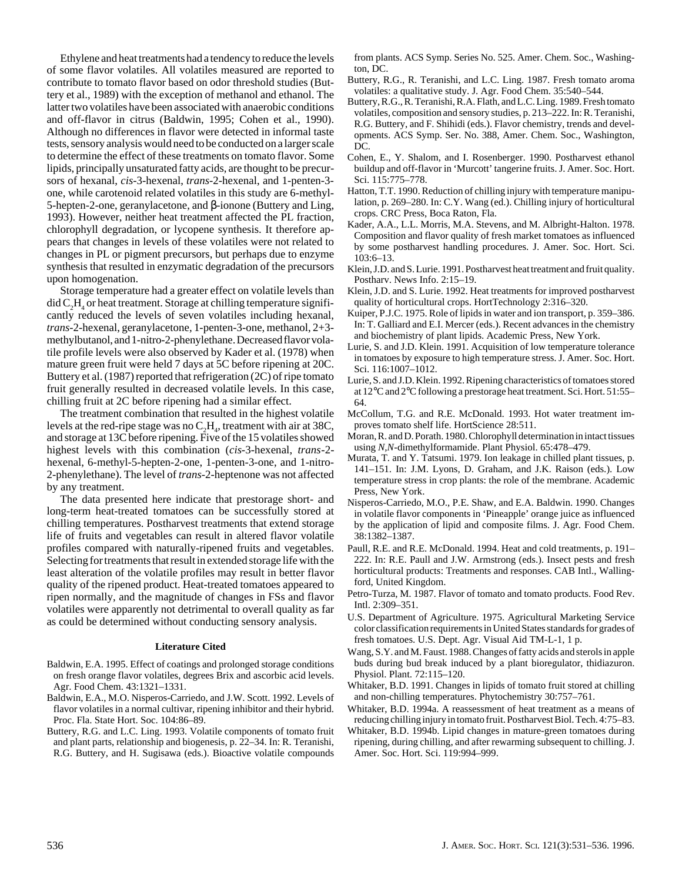Ethylene and heat treatments had a tendency to reduce the levels of some flavor volatiles. All volatiles measured are reported to contribute to tomato flavor based on odor threshold studies (Buttery et al., 1989) with the exception of methanol and ethanol. The latter two volatiles have been associated with anaerobic conditions and off-flavor in citrus (Baldwin, 1995; Cohen et al., 1990). Although no differences in flavor were detected in informal taste tests, sensory analysis would need to be conducted on a larger scale to determine the effect of these treatments on tomato flavor. Some lipids, principally unsaturated fatty acids, are thought to be precursors of hexanal, *cis*-3-hexenal, *trans*-2-hexenal, and 1-penten-3-one, while carotenoid related volatiles in this study are 6-methyl-5-hepten-2-one, geranylacetone, and β-ionone (Buttery and Ling, 1993). However, neither heat treatment affected the PL fraction, chlorophyll degradation, or lycopene synthesis. It therefore appears that changes in levels of these volatiles were not related to changes in PL or pigment precursors, but perhaps due to enzyme synthesis that resulted in enzymatic degradation of the precursors upon homogenation.

Storage temperature had a greater effect on volatile levels than did $C_2H_4$ or heat treatment. Storage at chilling temperature significantly reduced the levels of seven volatiles including hexanal, *trans*-2-hexenal, geranylacetone, 1-penten-3-one, methanol, 2+3-methylbutanol, and 1-nitro-2-phenylethane. Decreased flavor volatile profile levels were also observed by Kader et al. (1978) when mature green fruit were held 7 days at 5C before ripening at 20C. Buttery et al. (1987) reported that refrigeration (2C) of ripe tomato fruit generally resulted in decreased volatile levels. In this case, chilling fruit at 2C before ripening had a similar effect.

The treatment combination that resulted in the highest volatile levels at the red-ripe stage was no $C_2H_4$, treatment with air at 38C, and storage at 13C before ripening. Five of the 15 volatiles showed highest levels with this combination (*cis*-3-hexenal, *trans*-2-hexenal, 6-methyl-5-hepten-2-one, 1-penten-3-one, and 1-nitro-2-phenylethane). The level of *trans*-2-heptenone was not affected by any treatment.

The data presented here indicate that prestorage short- and long-term heat-treated tomatoes can be successfully stored at chilling temperatures. Postharvest treatments that extend storage life of fruits and vegetables can result in altered flavor volatile profiles compared with naturally-ripened fruits and vegetables. Selecting for treatments that result in extended storage life with the least alteration of the volatile profiles may result in better flavor quality of the ripened product. Heat-treated tomatoes appeared to ripen normally, and the magnitude of changes in FSs and flavor volatiles were apparently not detrimental to overall quality as far as could be determined without conducting sensory analysis.

## Literature Cited

Baldwin, E.A. 1995. Effect of coatings and prolonged storage conditions on fresh orange flavor volatiles, degrees Brix and ascorbic acid levels. Agr. Food Chem. 43:1321–1331.

Baldwin, E.A., M.O. Nisperos-Carriedo, and J.W. Scott. 1992. Levels of flavor volatiles in a normal cultivar, ripening inhibitor and their hybrid. Proc. Fla. State Hort. Soc. 104:86–89.

Buttery, R.G. and L.C. Ling. 1993. Volatile components of tomato fruit and plant parts, relationship and biogenesis, p. 22–34. In: R. Teranishi, R.G. Buttery, and H. Sugisawa (eds.). Bioactive volatile compounds from plants. ACS Symp. Series No. 525. Amer. Chem. Soc., Washington, DC.

Buttery, R.G., R. Teranishi, and L.C. Ling. 1987. Fresh tomato aroma volatiles: a qualitative study. J. Agr. Food Chem. 35:540–544.

Buttery, R.G., R. Teranishi, R.A. Flath, and L.C. Ling. 1989. Fresh tomato volatiles, composition and sensory studies, p. 213–222. In: R. Teranishi, R.G. Buttery, and F. Shihidi (eds.). Flavor chemistry, trends and developments. ACS Symp. Ser. No. 388, Amer. Chem. Soc., Washington, DC.

Cohen, E., Y. Shalom, and I. Rosenberger. 1990. Postharvest ethanol buildup and off-flavor in 'Murcott' tangerine fruits. J. Amer. Soc. Hort. Sci. 115:775–778.

Hatton, T.T. 1990. Reduction of chilling injury with temperature manipulation, p. 269–280. In: C.Y. Wang (ed.). Chilling injury of horticultural crops. CRC Press, Boca Raton, Fla.

Kader, A.A., L.L. Morris, M.A. Stevens, and M. Albright-Halton. 1978. Composition and flavor quality of fresh market tomatoes as influenced by some postharvest handling procedures. J. Amer. Soc. Hort. Sci. 103:6–13.

Klein, J.D. and S. Lurie. 1991. Postharvest heat treatment and fruit quality. Postharv. News Info. 2:15–19.

Klein, J.D. and S. Lurie. 1992. Heat treatments for improved postharvest quality of horticultural crops. HortTechnology 2:316–320.

Kuiper, P.J.C. 1975. Role of lipids in water and ion transport, p. 359–386. In: T. Galliard and E.I. Mercer (eds.). Recent advances in the chemistry and biochemistry of plant lipids. Academic Press, New York.

Lurie, S. and J.D. Klein. 1991. Acquisition of low temperature tolerance in tomatoes by exposure to high temperature stress. J. Amer. Soc. Hort. Sci. 116:1007–1012.

Lurie, S. and J.D. Klein. 1992. Ripening characteristics of tomatoes stored at 12°C and 2°C following a prestorage heat treatment. Sci. Hort. 51:55–64.

McCollum, T.G. and R.E. McDonald. 1993. Hot water treatment improves tomato shelf life. HortScience 28:511.

Moran, R. and D. Porath. 1980. Chlorophyll determination in intact tissues using *N,N*-dimethylformamide. Plant Physiol. 65:478–479.

Murata, T. and Y. Tatsumi. 1979. Ion leakage in chilled plant tissues, p. 141–151. In: J.M. Lyons, D. Graham, and J.K. Raison (eds.). Low temperature stress in crop plants: the role of the membrane. Academic Press, New York.

Nisperos-Carriedo, M.O., P.E. Shaw, and E.A. Baldwin. 1990. Changes in volatile flavor components in 'Pineapple' orange juice as influenced by the application of lipid and composite films. J. Agr. Food Chem. 38:1382–1387.

Paull, R.E. and R.E. McDonald. 1994. Heat and cold treatments, p. 191–222. In: R.E. Paull and J.W. Armstrong (eds.). Insect pests and fresh horticultural products: Treatments and responses. CAB Intl., Wallingford, United Kingdom.

Petro-Turza, M. 1987. Flavor of tomato and tomato products. Food Rev. Intl. 2:309–351.

U.S. Department of Agriculture. 1975. Agricultural Marketing Service color classification requirements in United States standards for grades of fresh tomatoes. U.S. Dept. Agr. Visual Aid TM-L-1, 1 p.

Wang, S.Y. and M. Faust. 1988. Changes of fatty acids and sterols in apple buds during bud break induced by a plant bioregulator, thidiazuron. Physiol. Plant. 72:115–120.

Whitaker, B.D. 1991. Changes in lipids of tomato fruit stored at chilling and non-chilling temperatures. Phytochemistry 30:757–761.

Whitaker, B.D. 1994a. A reassessment of heat treatment as a means of reducing chilling injury in tomato fruit. Postharvest Biol. Tech. 4:75–83.

Whitaker, B.D. 1994b. Lipid changes in mature-green tomatoes during ripening, during chilling, and after rewarming subsequent to chilling. J. Amer. Soc. Hort. Sci. 119:994–999.